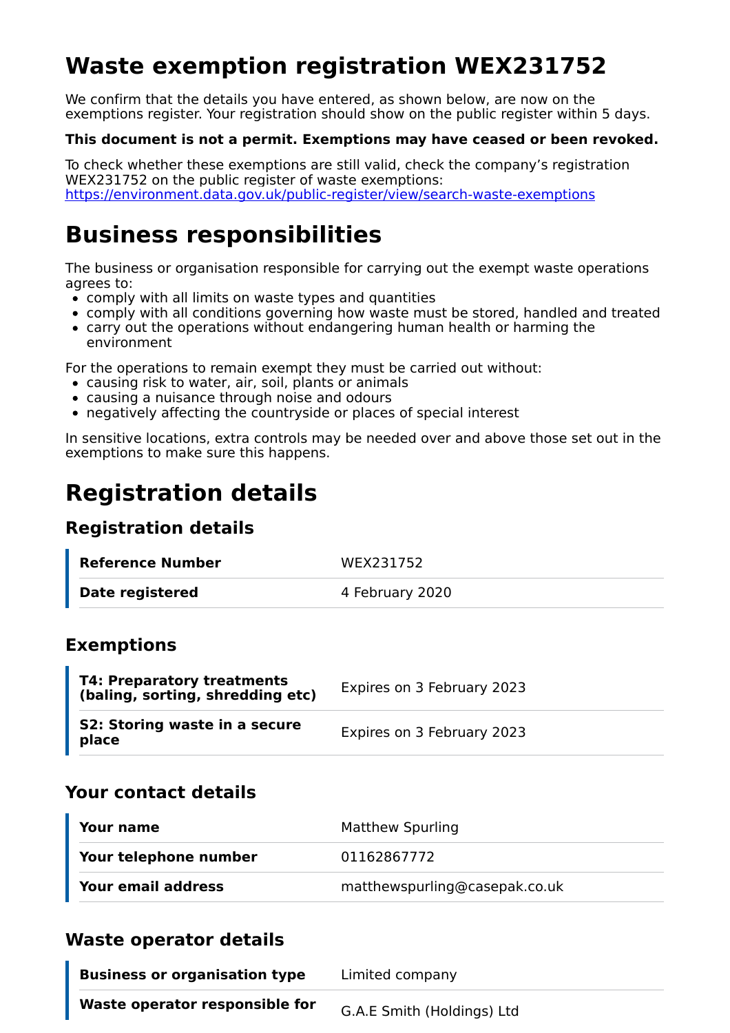# Waste exemption registration WEX231752

We confirm that the details you have entered, as shown below, are now on the exemptions register. Your registration should show on the public register within 5 days.

**This document is not a permit. Exemptions may have ceased or been revoked.**

To check whether these exemptions are still valid, check the company's registration WEX231752 on the public register of waste exemptions: [https://environment.data.gov.uk/public-register/view/search-waste-exemptions](https://environment.data.gov.uk/public-register/view/search-waste-exemptions)

# Business responsibilities

The business or organisation responsible for carrying out the exempt waste operations agrees to:

- comply with all limits on waste types and quantities
- comply with all conditions governing how waste must be stored, handled and treated
- carry out the operations without endangering human health or harming the environment

For the operations to remain exempt they must be carried out without:

- causing risk to water, air, soil, plants or animals
- causing a nuisance through noise and odours
- negatively affecting the countryside or places of special interest

In sensitive locations, extra controls may be needed over and above those set out in the exemptions to make sure this happens.

# Registration details

## Registration details

| | |
|---|---|
| **Reference Number** | WEX231752 |
| **Date registered** | 4 February 2020 |

## Exemptions

| | |
|---|---|
| **T4: Preparatory treatments (baling, sorting, shredding etc)** | Expires on 3 February 2023 |
| **S2: Storing waste in a secure place** | Expires on 3 February 2023 |

## Your contact details

| | |
|---|---|
| **Your name** | Matthew Spurling |
| **Your telephone number** | 01162867772 |
| **Your email address** | matthewspurling@casepak.co.uk |

## Waste operator details

| | |
|---|---|
| **Business or organisation type** | Limited company |
| **Waste operator responsible for** | G.A.E Smith (Holdings) Ltd |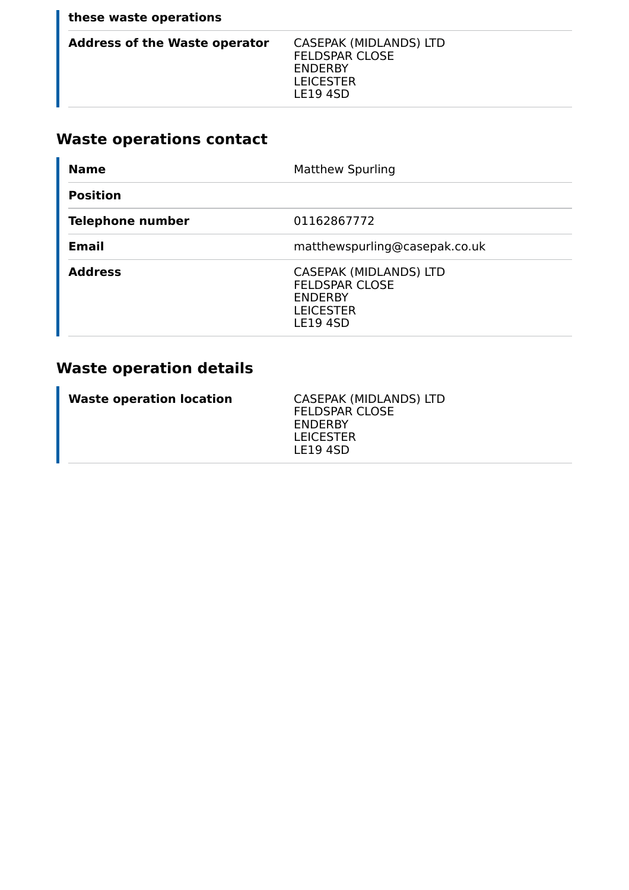| | |
|---|---|
| **these waste operations** | |
| **Address of the Waste operator** | CASEPAK (MIDLANDS) LTD<br>FELDSPAR CLOSE<br>ENDERBY<br>LEICESTER<br>LE19 4SD |

## Waste operations contact

| | |
|---|---|
| **Name** | Matthew Spurling |
| **Position** | |
| **Telephone number** | 01162867772 |
| **Email** | matthewspurling@casepak.co.uk |
| **Address** | CASEPAK (MIDLANDS) LTD<br>FELDSPAR CLOSE<br>ENDERBY<br>LEICESTER<br>LE19 4SD |

## Waste operation details

| | |
|---|---|
| **Waste operation location** | CASEPAK (MIDLANDS) LTD<br>FELDSPAR CLOSE<br>ENDERBY<br>LEICESTER<br>LE19 4SD |